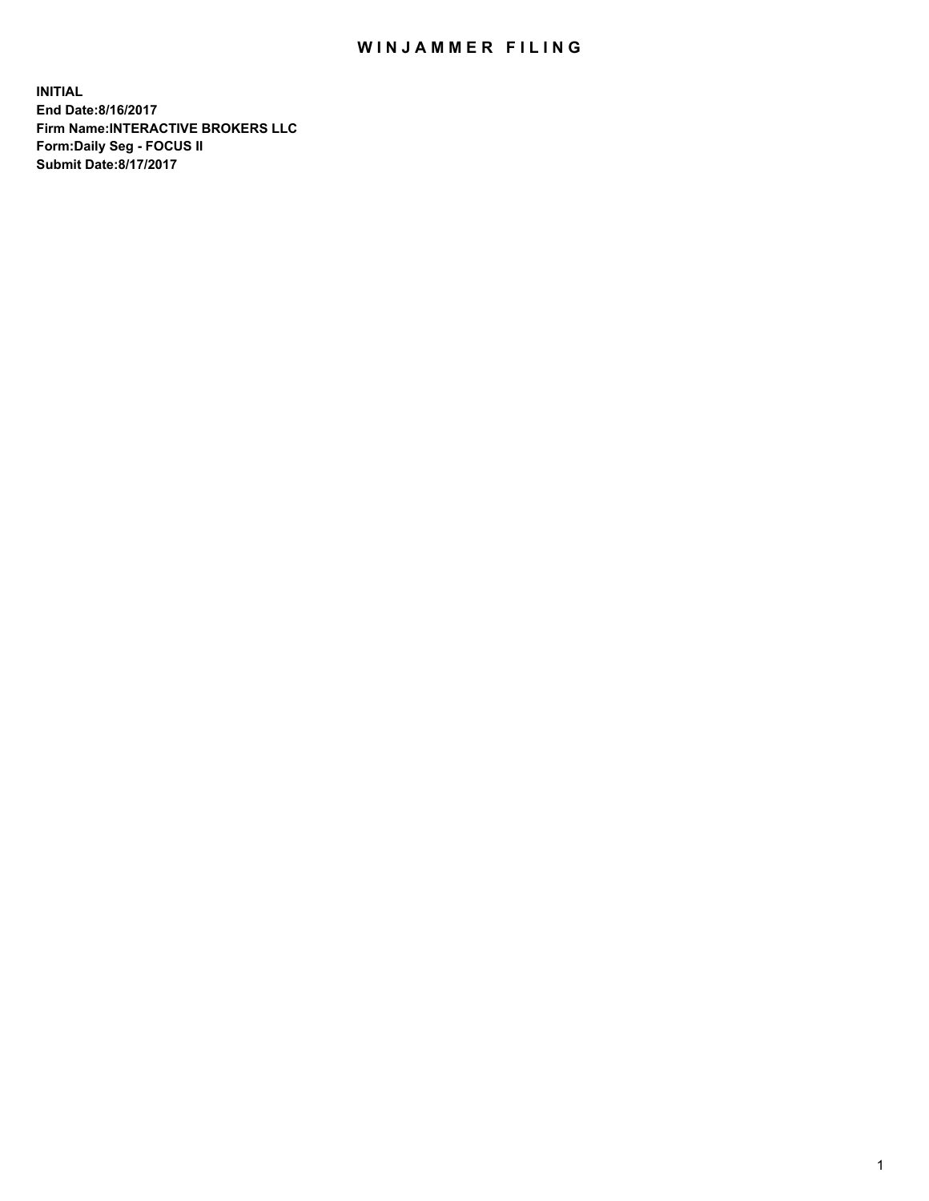# WINJAMMER FILING

**INITIAL**
**End Date:8/16/2017**
**Firm Name:INTERACTIVE BROKERS LLC**
**Form:Daily Seg - FOCUS II**
**Submit Date:8/17/2017**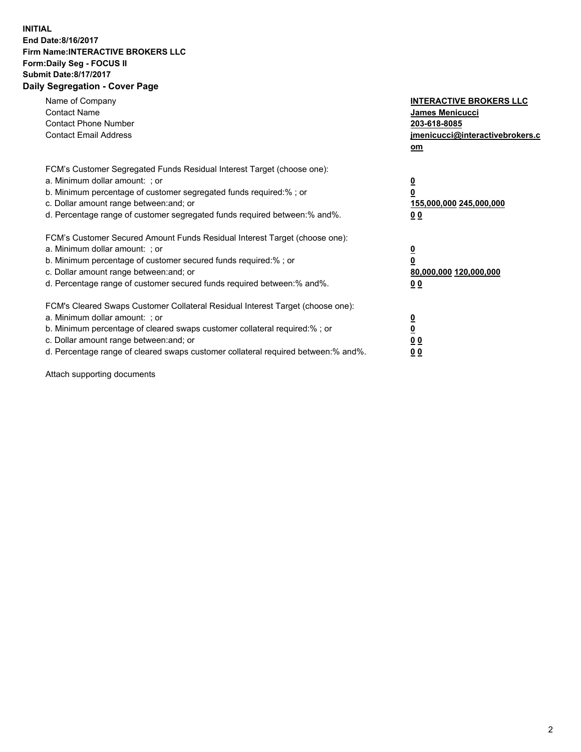**INITIAL**
**End Date:8/16/2017**
**Firm Name:INTERACTIVE BROKERS LLC**
**Form:Daily Seg - FOCUS II**
**Submit Date:8/17/2017**

## Daily Segregation - Cover Page

| | |
|---|---|
| Name of Company | **INTERACTIVE BROKERS LLC** |
| Contact Name | **James Menicucci** |
| Contact Phone Number | **203-618-8085** |
| Contact Email Address | **jmenicucci@interactivebrokers.com** |

| | |
|---|---|
| FCM's Customer Segregated Funds Residual Interest Target (choose one): | |
| a. Minimum dollar amount: ; or | **0** |
| b. Minimum percentage of customer segregated funds required:% ; or | **0** |
| c. Dollar amount range between:and; or | **155,000,000 245,000,000** |
| d. Percentage range of customer segregated funds required between:% and%. | **0 0** |
| FCM's Customer Secured Amount Funds Residual Interest Target (choose one): | |
| a. Minimum dollar amount: ; or | **0** |
| b. Minimum percentage of customer secured funds required:% ; or | **0** |
| c. Dollar amount range between:and; or | **80,000,000 120,000,000** |
| d. Percentage range of customer secured funds required between:% and%. | **0 0** |
| FCM's Cleared Swaps Customer Collateral Residual Interest Target (choose one): | |
| a. Minimum dollar amount: ; or | **0** |
| b. Minimum percentage of cleared swaps customer collateral required:% ; or | **0** |
| c. Dollar amount range between:and; or | **0 0** |
| d. Percentage range of cleared swaps customer collateral required between:% and%. | **0 0** |

Attach supporting documents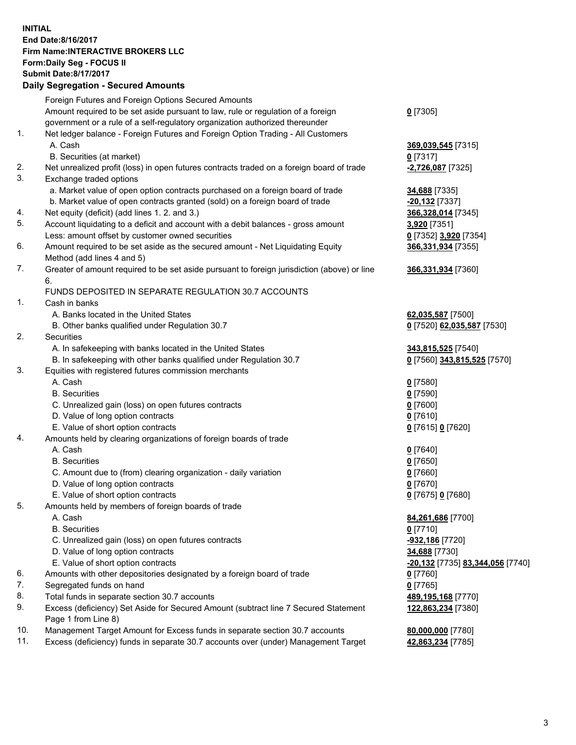**INITIAL**
**End Date:8/16/2017**
**Firm Name:INTERACTIVE BROKERS LLC**
**Form:Daily Seg - FOCUS II**
**Submit Date:8/17/2017**

## Daily Segregation - Secured Amounts

| | | |
|---|---|---|
| | Foreign Futures and Foreign Options Secured Amounts | |
| | Amount required to be set aside pursuant to law, rule or regulation of a foreign government or a rule of a self-regulatory organization authorized thereunder | **0** [7305] |
| 1. | Net ledger balance - Foreign Futures and Foreign Option Trading - All Customers | |
| | A. Cash | **369,039,545** [7315] |
| | B. Securities (at market) | **0** [7317] |
| 2. | Net unrealized profit (loss) in open futures contracts traded on a foreign board of trade | **-2,726,087** [7325] |
| 3. | Exchange traded options | |
| | a. Market value of open option contracts purchased on a foreign board of trade | **34,688** [7335] |
| | b. Market value of open contracts granted (sold) on a foreign board of trade | **-20,132** [7337] |
| 4. | Net equity (deficit) (add lines 1. 2. and 3.) | **366,328,014** [7345] |
| 5. | Account liquidating to a deficit and account with a debit balances - gross amount | **3,920** [7351] |
| | Less: amount offset by customer owned securities | **0** [7352] **3,920** [7354] |
| 6. | Amount required to be set aside as the secured amount - Net Liquidating Equity Method (add lines 4 and 5) | **366,331,934** [7355] |
| 7. | Greater of amount required to be set aside pursuant to foreign jurisdiction (above) or line 6. | **366,331,934** [7360] |
| | FUNDS DEPOSITED IN SEPARATE REGULATION 30.7 ACCOUNTS | |
| 1. | Cash in banks | |
| | A. Banks located in the United States | **62,035,587** [7500] |
| | B. Other banks qualified under Regulation 30.7 | **0** [7520] **62,035,587** [7530] |
| 2. | Securities | |
| | A. In safekeeping with banks located in the United States | **343,815,525** [7540] |
| | B. In safekeeping with other banks qualified under Regulation 30.7 | **0** [7560] **343,815,525** [7570] |
| 3. | Equities with registered futures commission merchants | |
| | A. Cash | **0** [7580] |
| | B. Securities | **0** [7590] |
| | C. Unrealized gain (loss) on open futures contracts | **0** [7600] |
| | D. Value of long option contracts | **0** [7610] |
| | E. Value of short option contracts | **0** [7615] **0** [7620] |
| 4. | Amounts held by clearing organizations of foreign boards of trade | |
| | A. Cash | **0** [7640] |
| | B. Securities | **0** [7650] |
| | C. Amount due to (from) clearing organization - daily variation | **0** [7660] |
| | D. Value of long option contracts | **0** [7670] |
| | E. Value of short option contracts | **0** [7675] **0** [7680] |
| 5. | Amounts held by members of foreign boards of trade | |
| | A. Cash | **84,261,686** [7700] |
| | B. Securities | **0** [7710] |
| | C. Unrealized gain (loss) on open futures contracts | **-932,186** [7720] |
| | D. Value of long option contracts | **34,688** [7730] |
| | E. Value of short option contracts | **-20,132** [7735] **83,344,056** [7740] |
| 6. | Amounts with other depositories designated by a foreign board of trade | **0** [7760] |
| 7. | Segregated funds on hand | **0** [7765] |
| 8. | Total funds in separate section 30.7 accounts | **489,195,168** [7770] |
| 9. | Excess (deficiency) Set Aside for Secured Amount (subtract line 7 Secured Statement Page 1 from Line 8) | **122,863,234** [7380] |
| 10. | Management Target Amount for Excess funds in separate section 30.7 accounts | **80,000,000** [7780] |
| 11. | Excess (deficiency) funds in separate 30.7 accounts over (under) Management Target | **42,863,234** [7785] |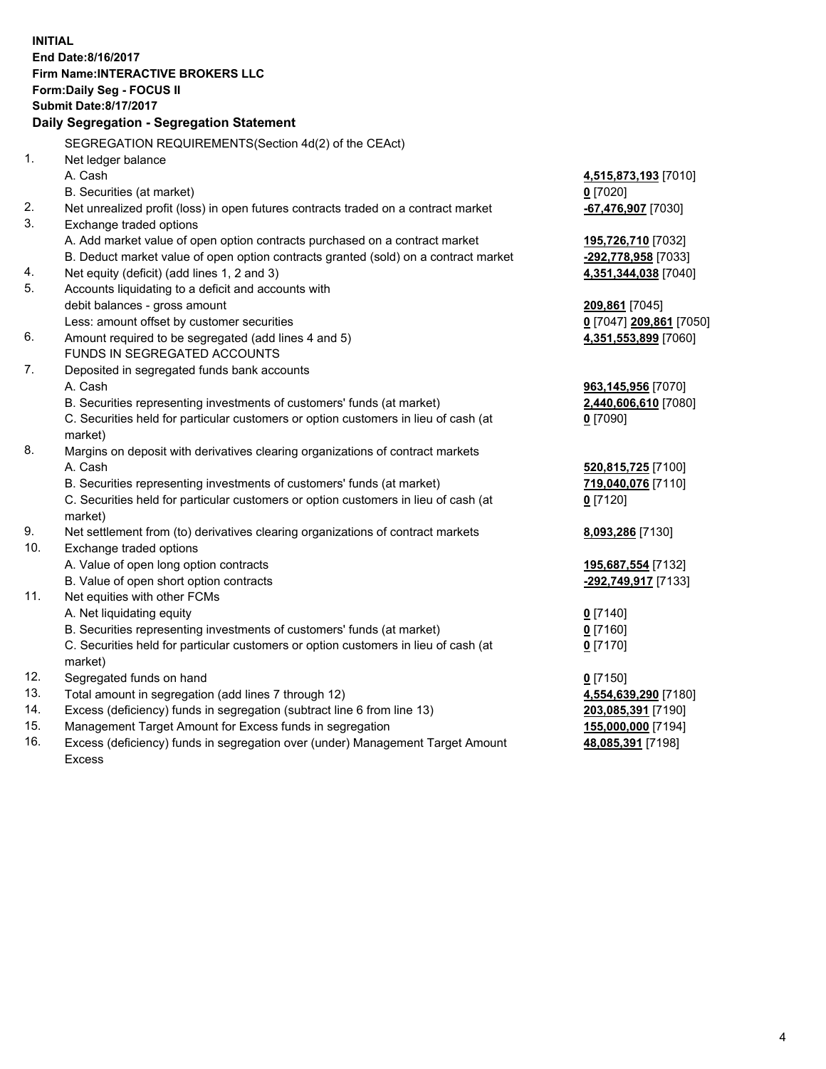**INITIAL**
**End Date:8/16/2017**
**Firm Name:INTERACTIVE BROKERS LLC**
**Form:Daily Seg - FOCUS II**
**Submit Date:8/17/2017**

## Daily Segregation - Segregation Statement

| | | |
|---|---|---|
| | SEGREGATION REQUIREMENTS(Section 4d(2) of the CEAct) | |
| 1. | Net ledger balance | |
| | A. Cash | **4,515,873,193** [7010] |
| | B. Securities (at market) | **0** [7020] |
| 2. | Net unrealized profit (loss) in open futures contracts traded on a contract market | **-67,476,907** [7030] |
| 3. | Exchange traded options | |
| | A. Add market value of open option contracts purchased on a contract market | **195,726,710** [7032] |
| | B. Deduct market value of open option contracts granted (sold) on a contract market | **-292,778,958** [7033] |
| 4. | Net equity (deficit) (add lines 1, 2 and 3) | **4,351,344,038** [7040] |
| 5. | Accounts liquidating to a deficit and accounts with | |
| | debit balances - gross amount | **209,861** [7045] |
| | Less: amount offset by customer securities | **0** [7047] **209,861** [7050] |
| 6. | Amount required to be segregated (add lines 4 and 5) | **4,351,553,899** [7060] |
| | FUNDS IN SEGREGATED ACCOUNTS | |
| 7. | Deposited in segregated funds bank accounts | |
| | A. Cash | **963,145,956** [7070] |
| | B. Securities representing investments of customers' funds (at market) | **2,440,606,610** [7080] |
| | C. Securities held for particular customers or option customers in lieu of cash (at market) | **0** [7090] |
| 8. | Margins on deposit with derivatives clearing organizations of contract markets | |
| | A. Cash | **520,815,725** [7100] |
| | B. Securities representing investments of customers' funds (at market) | **719,040,076** [7110] |
| | C. Securities held for particular customers or option customers in lieu of cash (at market) | **0** [7120] |
| 9. | Net settlement from (to) derivatives clearing organizations of contract markets | **8,093,286** [7130] |
| 10. | Exchange traded options | |
| | A. Value of open long option contracts | **195,687,554** [7132] |
| | B. Value of open short option contracts | **-292,749,917** [7133] |
| 11. | Net equities with other FCMs | |
| | A. Net liquidating equity | **0** [7140] |
| | B. Securities representing investments of customers' funds (at market) | **0** [7160] |
| | C. Securities held for particular customers or option customers in lieu of cash (at market) | **0** [7170] |
| 12. | Segregated funds on hand | **0** [7150] |
| 13. | Total amount in segregation (add lines 7 through 12) | **4,554,639,290** [7180] |
| 14. | Excess (deficiency) funds in segregation (subtract line 6 from line 13) | **203,085,391** [7190] |
| 15. | Management Target Amount for Excess funds in segregation | **155,000,000** [7194] |
| 16. | Excess (deficiency) funds in segregation over (under) Management Target Amount Excess | **48,085,391** [7198] |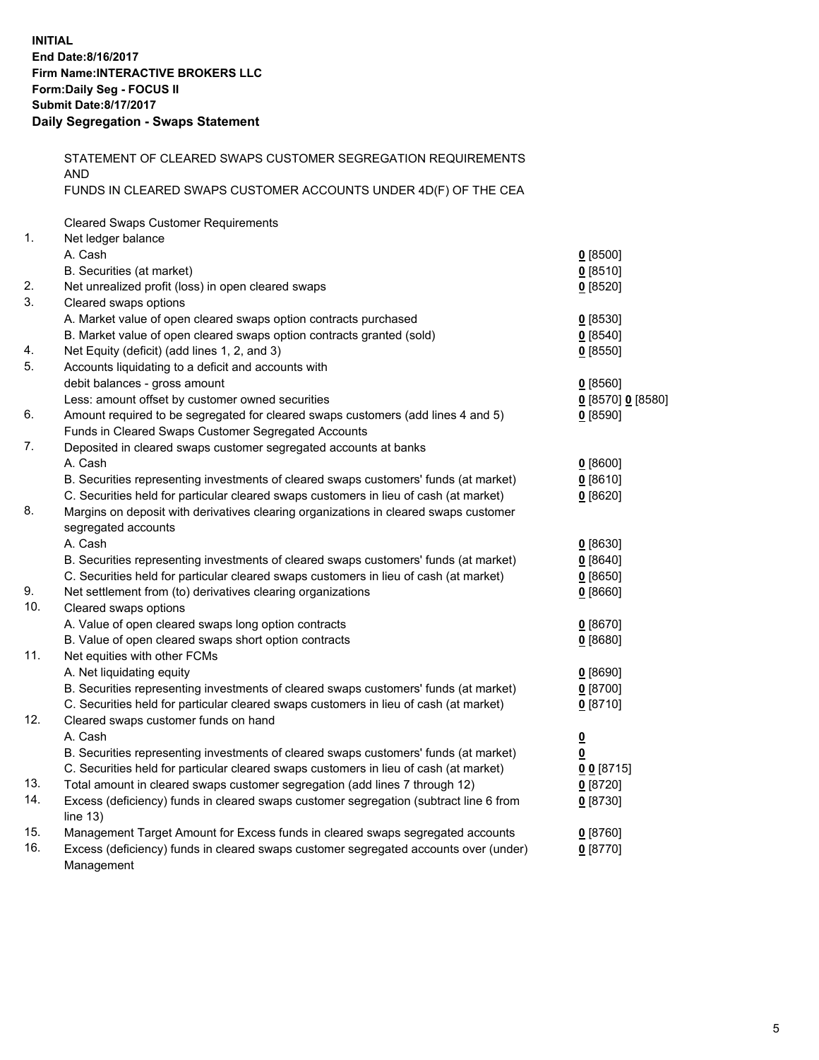**INITIAL**
**End Date:8/16/2017**
**Firm Name:INTERACTIVE BROKERS LLC**
**Form:Daily Seg - FOCUS II**
**Submit Date:8/17/2017**
**Daily Segregation - Swaps Statement**

STATEMENT OF CLEARED SWAPS CUSTOMER SEGREGATION REQUIREMENTS AND FUNDS IN CLEARED SWAPS CUSTOMER ACCOUNTS UNDER 4D(F) OF THE CEA

| | | |
|---|---|---|
| | Cleared Swaps Customer Requirements | |
| 1. | Net ledger balance | |
| | A. Cash | 0 [8500] |
| | B. Securities (at market) | 0 [8510] |
| 2. | Net unrealized profit (loss) in open cleared swaps | 0 [8520] |
| 3. | Cleared swaps options | |
| | A. Market value of open cleared swaps option contracts purchased | 0 [8530] |
| | B. Market value of open cleared swaps option contracts granted (sold) | 0 [8540] |
| 4. | Net Equity (deficit) (add lines 1, 2, and 3) | 0 [8550] |
| 5. | Accounts liquidating to a deficit and accounts with debit balances - gross amount | 0 [8560] |
| | Less: amount offset by customer owned securities | 0 [8570] 0 [8580] |
| 6. | Amount required to be segregated for cleared swaps customers (add lines 4 and 5) | 0 [8590] |
| | Funds in Cleared Swaps Customer Segregated Accounts | |
| 7. | Deposited in cleared swaps customer segregated accounts at banks | |
| | A. Cash | 0 [8600] |
| | B. Securities representing investments of cleared swaps customers' funds (at market) | 0 [8610] |
| | C. Securities held for particular cleared swaps customers in lieu of cash (at market) | 0 [8620] |
| 8. | Margins on deposit with derivatives clearing organizations in cleared swaps customer segregated accounts | |
| | A. Cash | 0 [8630] |
| | B. Securities representing investments of cleared swaps customers' funds (at market) | 0 [8640] |
| | C. Securities held for particular cleared swaps customers in lieu of cash (at market) | 0 [8650] |
| 9. | Net settlement from (to) derivatives clearing organizations | 0 [8660] |
| 10. | Cleared swaps options | |
| | A. Value of open cleared swaps long option contracts | 0 [8670] |
| | B. Value of open cleared swaps short option contracts | 0 [8680] |
| 11. | Net equities with other FCMs | |
| | A. Net liquidating equity | 0 [8690] |
| | B. Securities representing investments of cleared swaps customers' funds (at market) | 0 [8700] |
| | C. Securities held for particular cleared swaps customers in lieu of cash (at market) | 0 [8710] |
| 12. | Cleared swaps customer funds on hand | |
| | A. Cash | 0 |
| | B. Securities representing investments of cleared swaps customers' funds (at market) | 0 |
| | C. Securities held for particular cleared swaps customers in lieu of cash (at market) | 0 0 [8715] |
| 13. | Total amount in cleared swaps customer segregation (add lines 7 through 12) | 0 [8720] |
| 14. | Excess (deficiency) funds in cleared swaps customer segregation (subtract line 6 from line 13) | 0 [8730] |
| 15. | Management Target Amount for Excess funds in cleared swaps segregated accounts | 0 [8760] |
| 16. | Excess (deficiency) funds in cleared swaps customer segregated accounts over (under) Management | 0 [8770] |